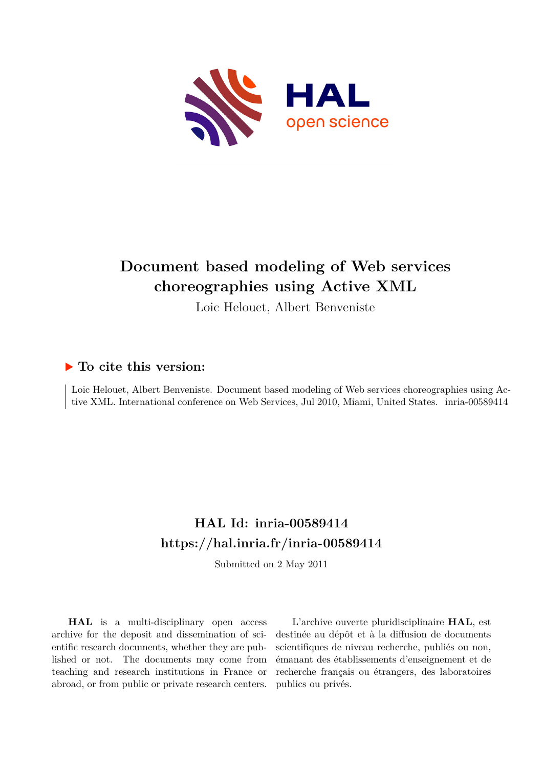# Document based modeling of Web services choreographies using Active XML

Loic Helouet, Albert Benveniste

## ▶ To cite this version:

Loic Helouet, Albert Benveniste. Document based modeling of Web services choreographies using Active XML. International conference on Web Services, Jul 2010, Miami, United States. inria-00589414

## HAL Id: inria-00589414

## https://hal.inria.fr/inria-00589414

Submitted on 2 May 2011

**HAL** is a multi-disciplinary open access archive for the deposit and dissemination of scientific research documents, whether they are published or not. The documents may come from teaching and research institutions in France or abroad, or from public or private research centers.

L'archive ouverte pluridisciplinaire **HAL**, est destinée au dépôt et à la diffusion de documents scientifiques de niveau recherche, publiés ou non, émanant des établissements d'enseignement et de recherche français ou étrangers, des laboratoires publics ou privés.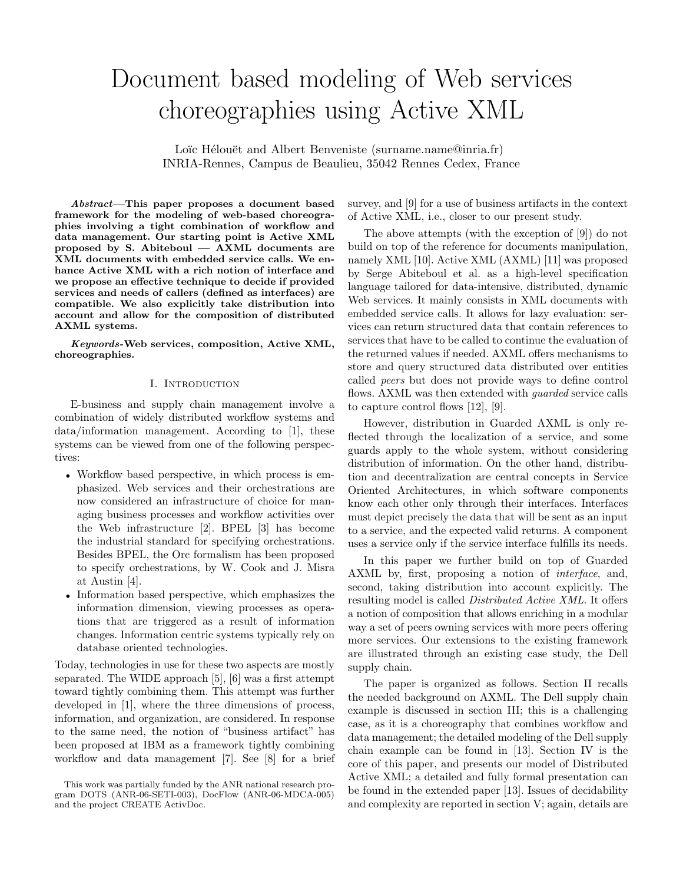# Document based modeling of Web services choreographies using Active XML

Loïc Hélouët and Albert Benveniste (surname.name@inria.fr)
INRIA-Rennes, Campus de Beaulieu, 35042 Rennes Cedex, France

***Abstract*—This paper proposes a document based framework for the modeling of web-based choreographies involving a tight combination of workflow and data management. Our starting point is Active XML proposed by S. Abiteboul — AXML documents are XML documents with embedded service calls. We enhance Active XML with a rich notion of interface and we propose an effective technique to decide if provided services and needs of callers (defined as interfaces) are compatible. We also explicitly take distribution into account and allow for the composition of distributed AXML systems.**

***Keywords*-Web services, composition, Active XML, choreographies.**

## I. Introduction

E-business and supply chain management involve a combination of widely distributed workflow systems and data/information management. According to [1], these systems can be viewed from one of the following perspectives:

- Workflow based perspective, in which process is emphasized. Web services and their orchestrations are now considered an infrastructure of choice for managing business processes and workflow activities over the Web infrastructure [2]. BPEL [3] has become the industrial standard for specifying orchestrations. Besides BPEL, the Orc formalism has been proposed to specify orchestrations, by W. Cook and J. Misra at Austin [4].
- Information based perspective, which emphasizes the information dimension, viewing processes as operations that are triggered as a result of information changes. Information centric systems typically rely on database oriented technologies.

Today, technologies in use for these two aspects are mostly separated. The WIDE approach [5], [6] was a first attempt toward tightly combining them. This attempt was further developed in [1], where the three dimensions of process, information, and organization, are considered. In response to the same need, the notion of "business artifact" has been proposed at IBM as a framework tightly combining workflow and data management [7]. See [8] for a brief survey, and [9] for a use of business artifacts in the context of Active XML, i.e., closer to our present study.

The above attempts (with the exception of [9]) do not build on top of the reference for documents manipulation, namely XML [10]. Active XML (AXML) [11] was proposed by Serge Abiteboul et al. as a high-level specification language tailored for data-intensive, distributed, dynamic Web services. It mainly consists in XML documents with embedded service calls. It allows for lazy evaluation: services can return structured data that contain references to services that have to be called to continue the evaluation of the returned values if needed. AXML offers mechanisms to store and query structured data distributed over entities called *peers* but does not provide ways to define control flows. AXML was then extended with *guarded* service calls to capture control flows [12], [9].

However, distribution in Guarded AXML is only reflected through the localization of a service, and some guards apply to the whole system, without considering distribution of information. On the other hand, distribution and decentralization are central concepts in Service Oriented Architectures, in which software components know each other only through their interfaces. Interfaces must depict precisely the data that will be sent as an input to a service, and the expected valid returns. A component uses a service only if the service interface fulfills its needs.

In this paper we further build on top of Guarded AXML by, first, proposing a notion of *interface*, and, second, taking distribution into account explicitly. The resulting model is called *Distributed Active XML*. It offers a notion of composition that allows enriching in a modular way a set of peers owning services with more peers offering more services. Our extensions to the existing framework are illustrated through an existing case study, the Dell supply chain.

The paper is organized as follows. Section II recalls the needed background on AXML. The Dell supply chain example is discussed in section III; this is a challenging case, as it is a choreography that combines workflow and data management; the detailed modeling of the Dell supply chain example can be found in [13]. Section IV is the core of this paper, and presents our model of Distributed Active XML; a detailed and fully formal presentation can be found in the extended paper [13]. Issues of decidability and complexity are reported in section V; again, details are

This work was partially funded by the ANR national research program DOTS (ANR-06-SETI-003), DocFlow (ANR-06-MDCA-005) and the project CREATE ActivDoc.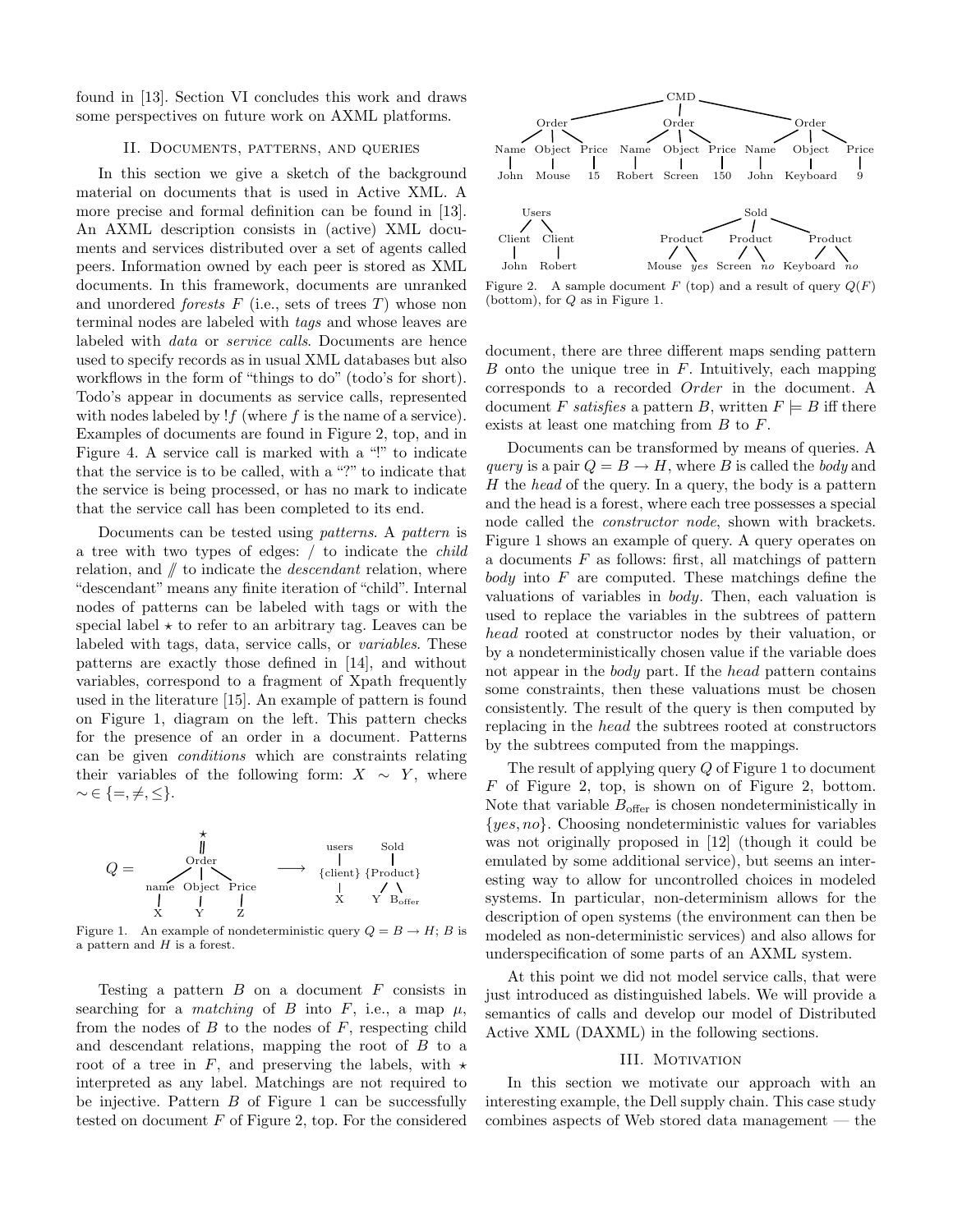found in [13]. Section VI concludes this work and draws some perspectives on future work on AXML platforms.

## II. Documents, patterns, and queries

In this section we give a sketch of the background material on documents that is used in Active XML. A more precise and formal definition can be found in [13]. An AXML description consists in (active) XML documents and services distributed over a set of agents called peers. Information owned by each peer is stored as XML documents. In this framework, documents are unranked and unordered *forests* $F$ (i.e., sets of trees $T$) whose non terminal nodes are labeled with *tags* and whose leaves are labeled with *data* or *service calls*. Documents are hence used to specify records as in usual XML databases but also workflows in the form of "things to do" (todo's for short). Todo's appear in documents as service calls, represented with nodes labeled by $!f$ (where $f$ is the name of a service). Examples of documents are found in Figure 2, top, and in Figure 4. A service call is marked with a "!" to indicate that the service is to be called, with a "?" to indicate that the service is being processed, or has no mark to indicate that the service call has been completed to its end.

Documents can be tested using *patterns*. A *pattern* is a tree with two types of edges: / to indicate the *child* relation, and // to indicate the *descendant* relation, where "descendant" means any finite iteration of "child". Internal nodes of patterns can be labeled with tags or with the special label $\star$ to refer to an arbitrary tag. Leaves can be labeled with tags, data, service calls, or *variables*. These patterns are exactly those defined in [14], and without variables, correspond to a fragment of Xpath frequently used in the literature [15]. An example of pattern is found on Figure 1, diagram on the left. This pattern checks for the presence of an order in a document. Patterns can be given *conditions* which are constraints relating their variables of the following form: $X \sim Y$, where $\sim \in \{=, \neq, \leq\}$.

Figure 1. An example of nondeterministic query $Q = B \rightarrow H$; $B$ is a pattern and $H$ is a forest.

Testing a pattern $B$ on a document $F$ consists in searching for a *matching* of $B$ into $F$, i.e., a map $\mu$, from the nodes of $B$ to the nodes of $F$, respecting child and descendant relations, mapping the root of $B$ to a root of a tree in $F$, and preserving the labels, with $\star$ interpreted as any label. Matchings are not required to be injective. Pattern $B$ of Figure 1 can be successfully tested on document $F$ of Figure 2, top. For the considered document, there are three different maps sending pattern $B$ onto the unique tree in $F$. Intuitively, each mapping corresponds to a recorded *Order* in the document. A document $F$ *satisfies* a pattern $B$, written $F \models B$ iff there exists at least one matching from $B$ to $F$.

Figure 2. A sample document $F$ (top) and a result of query $Q(F)$ (bottom), for $Q$ as in Figure 1.

Documents can be transformed by means of queries. A *query* is a pair $Q = B \rightarrow H$, where $B$ is called the *body* and $H$ the *head* of the query. In a query, the body is a pattern and the head is a forest, where each tree possesses a special node called the *constructor node*, shown with brackets. Figure 1 shows an example of query. A query operates on a documents $F$ as follows: first, all matchings of pattern *body* into $F$ are computed. These matchings define the valuations of variables in *body*. Then, each valuation is used to replace the variables in the subtrees of pattern *head* rooted at constructor nodes by their valuation, or by a nondeterministically chosen value if the variable does not appear in the *body* part. If the *head* pattern contains some constraints, then these valuations must be chosen consistently. The result of the query is then computed by replacing in the *head* the subtrees rooted at constructors by the subtrees computed from the mappings.

The result of applying query $Q$ of Figure 1 to document $F$ of Figure 2, top, is shown on of Figure 2, bottom. Note that variable $B_{\text{offer}}$ is chosen nondeterministically in $\{yes, no\}$. Choosing nondeterministic values for variables was not originally proposed in [12] (though it could be emulated by some additional service), but seems an interesting way to allow for uncontrolled choices in modeled systems. In particular, non-determinism allows for the description of open systems (the environment can then be modeled as non-deterministic services) and also allows for underspecification of some parts of an AXML system.

At this point we did not model service calls, that were just introduced as distinguished labels. We will provide a semantics of calls and develop our model of Distributed Active XML (DAXML) in the following sections.

## III. Motivation

In this section we motivate our approach with an interesting example, the Dell supply chain. This case study combines aspects of Web stored data management — the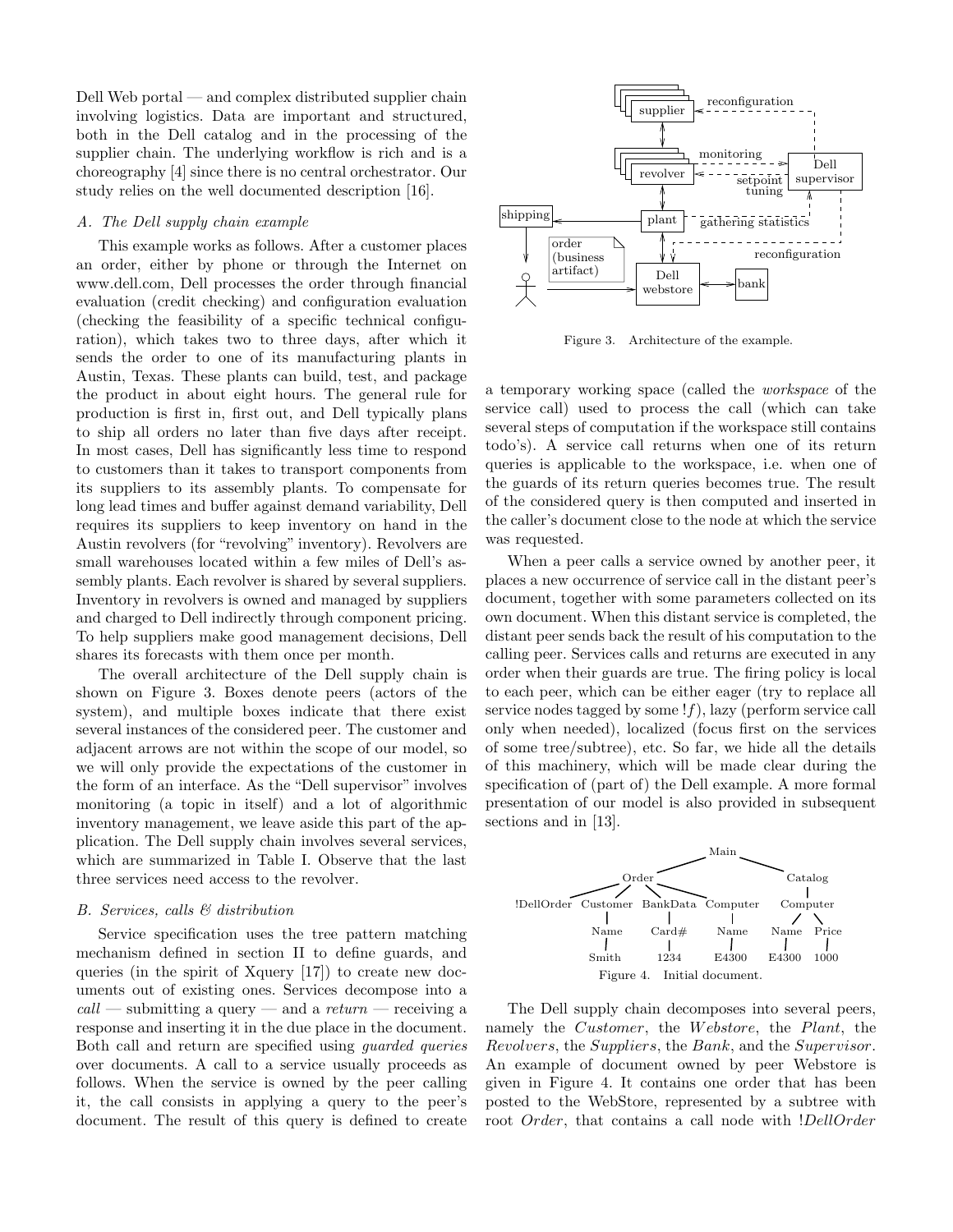Dell Web portal — and complex distributed supplier chain involving logistics. Data are important and structured, both in the Dell catalog and in the processing of the supplier chain. The underlying workflow is rich and is a choreography [4] since there is no central orchestrator. Our study relies on the well documented description [16].

### A. The Dell supply chain example

This example works as follows. After a customer places an order, either by phone or through the Internet on www.dell.com, Dell processes the order through financial evaluation (credit checking) and configuration evaluation (checking the feasibility of a specific technical configuration), which takes two to three days, after which it sends the order to one of its manufacturing plants in Austin, Texas. These plants can build, test, and package the product in about eight hours. The general rule for production is first in, first out, and Dell typically plans to ship all orders no later than five days after receipt. In most cases, Dell has significantly less time to respond to customers than it takes to transport components from its suppliers to its assembly plants. To compensate for long lead times and buffer against demand variability, Dell requires its suppliers to keep inventory on hand in the Austin revolvers (for "revolving" inventory). Revolvers are small warehouses located within a few miles of Dell's assembly plants. Each revolver is shared by several suppliers. Inventory in revolvers is owned and managed by suppliers and charged to Dell indirectly through component pricing. To help suppliers make good management decisions, Dell shares its forecasts with them once per month.

The overall architecture of the Dell supply chain is shown on Figure 3. Boxes denote peers (actors of the system), and multiple boxes indicate that there exist several instances of the considered peer. The customer and adjacent arrows are not within the scope of our model, so we will only provide the expectations of the customer in the form of an interface. As the "Dell supervisor" involves monitoring (a topic in itself) and a lot of algorithmic inventory management, we leave aside this part of the application. The Dell supply chain involves several services, which are summarized in Table I. Observe that the last three services need access to the revolver.

### B. Services, calls & distribution

Service specification uses the tree pattern matching mechanism defined in section II to define guards, and queries (in the spirit of Xquery [17]) to create new documents out of existing ones. Services decompose into a *call* — submitting a query — and a *return* — receiving a response and inserting it in the due place in the document. Both call and return are specified using *guarded queries* over documents. A call to a service usually proceeds as follows. When the service is owned by the peer calling it, the call consists in applying a query to the peer's document. The result of this query is defined to create

supplier
reconfiguration
revolver
monitoring
setpoint tuning
Dell supervisor
shipping
plant
gathering statistics
order (business artifact)
reconfiguration
Dell webstore
bank

Figure 3. Architecture of the example.

a temporary working space (called the *workspace* of the service call) used to process the call (which can take several steps of computation if the workspace still contains todo's). A service call returns when one of its return queries is applicable to the workspace, i.e. when one of the guards of its return queries becomes true. The result of the considered query is then computed and inserted in the caller's document close to the node at which the service was requested.

When a peer calls a service owned by another peer, it places a new occurrence of service call in the distant peer's document, together with some parameters collected on its own document. When this distant service is completed, the distant peer sends back the result of his computation to the calling peer. Services calls and returns are executed in any order when their guards are true. The firing policy is local to each peer, which can be either eager (try to replace all service nodes tagged by some $!f$), lazy (perform service call only when needed), localized (focus first on the services of some tree/subtree), etc. So far, we hide all the details of this machinery, which will be made clear during the specification of (part of) the Dell example. A more formal presentation of our model is also provided in subsequent sections and in [13].

Main
Order
Catalog
!DellOrder
Customer
BankData
Computer
Computer
Name
Card#
Name
Name
Price
Smith
1234
E4300
E4300
1000

Figure 4. Initial document.

The Dell supply chain decomposes into several peers, namely the *Customer*, the *Webstore*, the *Plant*, the *Revolvers*, the *Suppliers*, the *Bank*, and the *Supervisor*. An example of document owned by peer Webstore is given in Figure 4. It contains one order that has been posted to the WebStore, represented by a subtree with root *Order*, that contains a call node with *!DellOrder*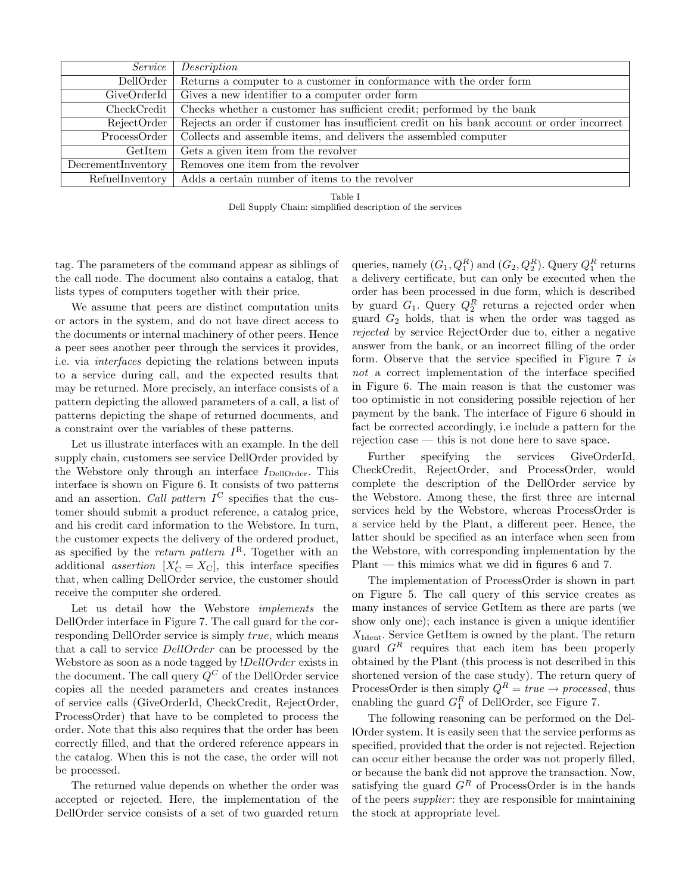| *Service* | *Description* |
|---:|---|
| DellOrder | Returns a computer to a customer in conformance with the order form |
| GiveOrderId | Gives a new identifier to a computer order form |
| CheckCredit | Checks whether a customer has sufficient credit; performed by the bank |
| RejectOrder | Rejects an order if customer has insufficient credit on his bank account or order incorrect |
| ProcessOrder | Collects and assemble items, and delivers the assembled computer |
| GetItem | Gets a given item from the revolver |
| DecrementInventory | Removes one item from the revolver |
| RefuelInventory | Adds a certain number of items to the revolver |

Table I
Dell Supply Chain: simplified description of the services

tag. The parameters of the command appear as siblings of the call node. The document also contains a catalog, that lists types of computers together with their price.

We assume that peers are distinct computation units or actors in the system, and do not have direct access to the documents or internal machinery of other peers. Hence a peer sees another peer through the services it provides, i.e. via *interfaces* depicting the relations between inputs to a service during call, and the expected results that may be returned. More precisely, an interface consists of a pattern depicting the allowed parameters of a call, a list of patterns depicting the shape of returned documents, and a constraint over the variables of these patterns.

Let us illustrate interfaces with an example. In the dell supply chain, customers see service DellOrder provided by the Webstore only through an interface $I_{\text{DellOrder}}$. This interface is shown on Figure 6. It consists of two patterns and an assertion. *Call pattern* $I^{\text{C}}$ specifies that the customer should submit a product reference, a catalog price, and his credit card information to the Webstore. In turn, the customer expects the delivery of the ordered product, as specified by the *return pattern* $I^{\text{R}}$. Together with an additional *assertion* $[X'_{\text{C}} = X_{\text{C}}]$, this interface specifies that, when calling DellOrder service, the customer should receive the computer she ordered.

Let us detail how the Webstore *implements* the DellOrder interface in Figure 7. The call guard for the corresponding DellOrder service is simply *true*, which means that a call to service *DellOrder* can be processed by the Webstore as soon as a node tagged by !*DellOrder* exists in the document. The call query $Q^C$ of the DellOrder service copies all the needed parameters and creates instances of service calls (GiveOrderId, CheckCredit, RejectOrder, ProcessOrder) that have to be completed to process the order. Note that this also requires that the order has been correctly filled, and that the ordered reference appears in the catalog. When this is not the case, the order will not be processed.

The returned value depends on whether the order was accepted or rejected. Here, the implementation of the DellOrder service consists of a set of two guarded return queries, namely $(G_1, Q_1^R)$ and $(G_2, Q_2^R)$. Query $Q_1^R$ returns a delivery certificate, but can only be executed when the order has been processed in due form, which is described by guard $G_1$. Query $Q_2^R$ returns a rejected order when guard $G_2$ holds, that is when the order was tagged as *rejected* by service RejectOrder due to, either a negative answer from the bank, or an incorrect filling of the order form. Observe that the service specified in Figure 7 *is not* a correct implementation of the interface specified in Figure 6. The main reason is that the customer was too optimistic in not considering possible rejection of her payment by the bank. The interface of Figure 6 should in fact be corrected accordingly, i.e include a pattern for the rejection case — this is not done here to save space.

Further specifying the services GiveOrderId, CheckCredit, RejectOrder, and ProcessOrder, would complete the description of the DellOrder service by the Webstore. Among these, the first three are internal services held by the Webstore, whereas ProcessOrder is a service held by the Plant, a different peer. Hence, the latter should be specified as an interface when seen from the Webstore, with corresponding implementation by the Plant — this mimics what we did in figures 6 and 7.

The implementation of ProcessOrder is shown in part on Figure 5. The call query of this service creates as many instances of service GetItem as there are parts (we show only one); each instance is given a unique identifier $X_{\text{Ident}}$. Service GetItem is owned by the plant. The return guard $G^R$ requires that each item has been properly obtained by the Plant (this process is not described in this shortened version of the case study). The return query of ProcessOrder is then simply $Q^R = \mathit{true} \rightarrow \mathit{processed}$, thus enabling the guard $G_1^R$ of DellOrder, see Figure 7.

The following reasoning can be performed on the DellOrder system. It is easily seen that the service performs as specified, provided that the order is not rejected. Rejection can occur either because the order was not properly filled, or because the bank did not approve the transaction. Now, satisfying the guard $G^R$ of ProcessOrder is in the hands of the peers *supplier*: they are responsible for maintaining the stock at appropriate level.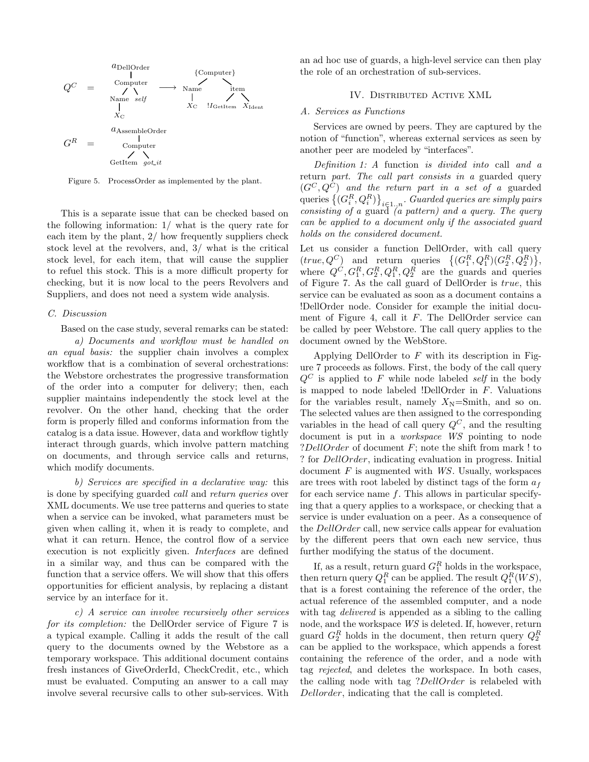Figure 5. ProcessOrder as implemented by the plant.

This is a separate issue that can be checked based on the following information: 1/ what is the query rate for each item by the plant, 2/ how frequently suppliers check stock level at the revolvers, and, 3/ what is the critical stock level, for each item, that will cause the supplier to refuel this stock. This is a more difficult property for checking, but it is now local to the peers Revolvers and Suppliers, and does not need a system wide analysis.

### C. Discussion

Based on the case study, several remarks can be stated:

*a) Documents and workflow must be handled on an equal basis:* the supplier chain involves a complex workflow that is a combination of several orchestrations: the Webstore orchestrates the progressive transformation of the order into a computer for delivery; then, each supplier maintains independently the stock level at the revolver. On the other hand, checking that the order form is properly filled and conforms information from the catalog is a data issue. However, data and workflow tightly interact through guards, which involve pattern matching on documents, and through service calls and returns, which modify documents.

*b) Services are specified in a declarative way:* this is done by specifying guarded *call* and *return queries* over XML documents. We use tree patterns and queries to state when a service can be invoked, what parameters must be given when calling it, when it is ready to complete, and what it can return. Hence, the control flow of a service execution is not explicitly given. *Interfaces* are defined in a similar way, and thus can be compared with the function that a service offers. We will show that this offers opportunities for efficient analysis, by replacing a distant service by an interface for it.

*c) A service can involve recursively other services for its completion:* the DellOrder service of Figure 7 is a typical example. Calling it adds the result of the call query to the documents owned by the Webstore as a temporary workspace. This additional document contains fresh instances of GiveOrderId, CheckCredit, etc., which must be evaluated. Computing an answer to a call may involve several recursive calls to other sub-services. With an ad hoc use of guards, a high-level service can then play the role of an orchestration of sub-services.

## IV. Distributed Active XML

### A. Services as Functions

Services are owned by peers. They are captured by the notion of "function", whereas external services as seen by another peer are modeled by "interfaces".

*Definition 1: A* function *is divided into* call *and a* return *part. The call part consists in a* guarded query $(G^C, Q^C)$ *and the return part in a set of a* guarded queries $\{(G^R_i, Q^R_i)\}_{i \in 1..n}$*. Guarded queries are simply pairs consisting of a* guard *(a pattern) and a query. The query can be applied to a document only if the associated guard holds on the considered document.*

Let us consider a function DellOrder, with call query $(true, Q^C)$ and return queries $\{(G^R_1, Q^R_1)(G^R_2, Q^R_2)\}$, where $Q^C, G^R_1, G^R_2, Q^R_1, Q^R_2$ are the guards and queries of Figure 7. As the call guard of DellOrder is *true*, this service can be evaluated as soon as a document contains a !DellOrder node. Consider for example the initial document of Figure 4, call it $F$. The DellOrder service can be called by peer Webstore. The call query applies to the document owned by the WebStore.

Applying DellOrder to $F$ with its description in Figure 7 proceeds as follows. First, the body of the call query $Q^C$ is applied to $F$ while node labeled *self* in the body is mapped to node labeled !DellOrder in $F$. Valuations for the variables result, namely $X_N$=Smith, and so on. The selected values are then assigned to the corresponding variables in the head of call query $Q^C$, and the resulting document is put in a *workspace* $WS$ pointing to node ?*DellOrder* of document $F$; note the shift from mark ! to ? for *DellOrder*, indicating evaluation in progress. Initial document $F$ is augmented with $WS$. Usually, workspaces are trees with root labeled by distinct tags of the form $a_f$ for each service name $f$. This allows in particular specifying that a query applies to a workspace, or checking that a service is under evaluation on a peer. As a consequence of the *DellOrder* call, new service calls appear for evaluation by the different peers that own each new service, thus further modifying the status of the document.

If, as a result, return guard $G^R_1$ holds in the workspace, then return query $Q^R_1$ can be applied. The result $Q^R_1(WS)$, that is a forest containing the reference of the order, the actual reference of the assembled computer, and a node with tag *delivered* is appended as a sibling to the calling node, and the workspace $WS$ is deleted. If, however, return guard $G^R_2$ holds in the document, then return query $Q^R_2$ can be applied to the workspace, which appends a forest containing the reference of the order, and a node with tag *rejected*, and deletes the workspace. In both cases, the calling node with tag ?*DellOrder* is relabeled with *Dellorder*, indicating that the call is completed.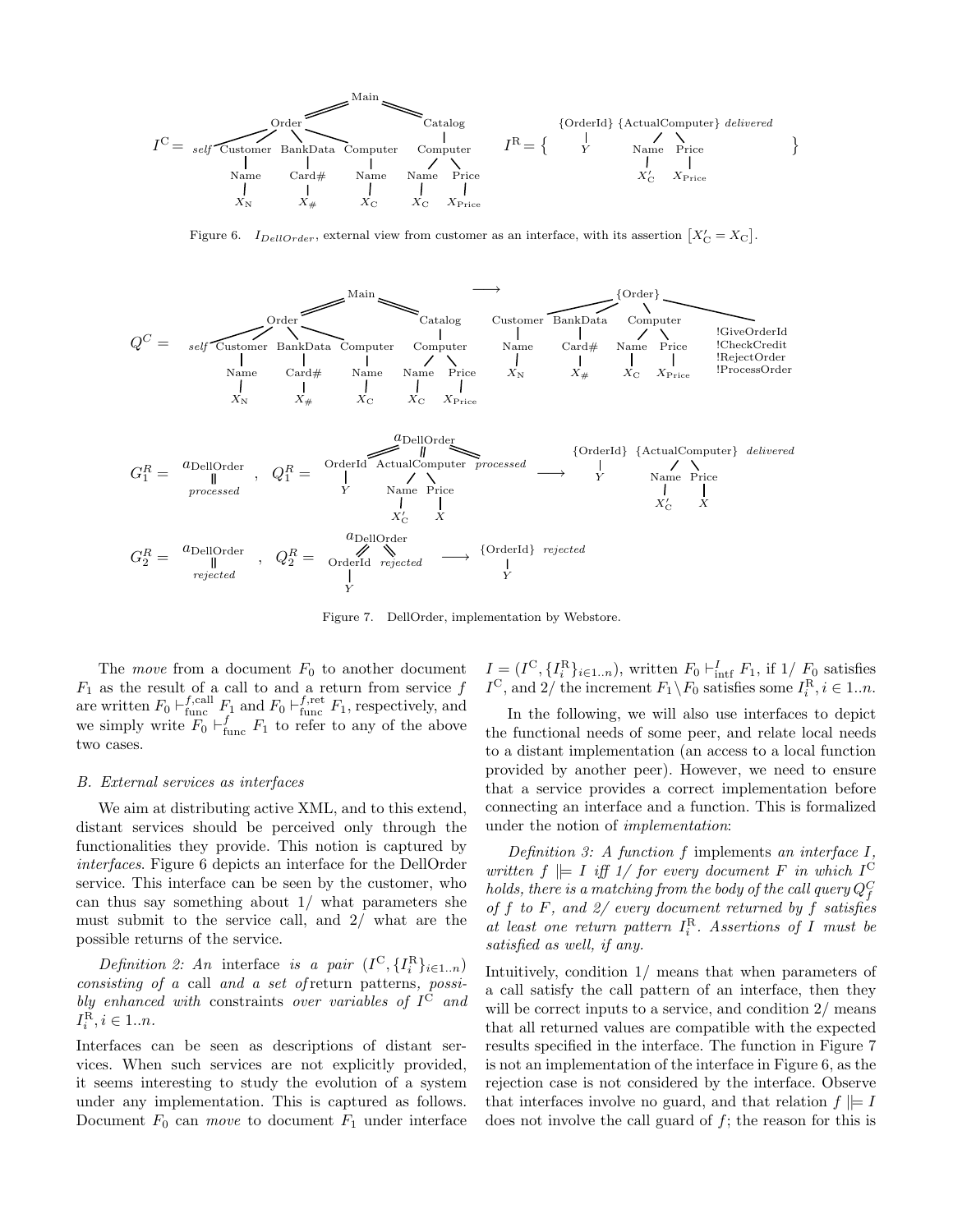$I^{\mathrm{C}} =$ Main [ Order [ *self*, Customer [ Name [ $X_{\mathrm{N}}$ ] ], BankData [ Card# [ $X_{\#}$ ] ], Computer [ Name [ $X_{\mathrm{C}}$ ] ] ], Catalog [ Computer [ Name [ $X_{\mathrm{C}}$ ], Price [ $X_{\mathrm{Price}}$ ] ] ] ]

$I^{\mathrm{R}} = \{$ {OrderId} [ $Y$ ], {ActualComputer} [ Name [ $X'_{\mathrm{C}}$ ], Price [ $X_{\mathrm{Price}}$ ] ], *delivered* $\}$

Figure 6. $I_{DellOrder}$, external view from customer as an interface, with its assertion $[X'_{\mathrm{C}} = X_{\mathrm{C}}]$.

$Q^{C} =$ Main [ Order [ *self*, Customer [ Name [ $X_{\mathrm{N}}$ ] ], BankData [ Card# [ $X_{\#}$ ] ], Computer [ Name [ $X_{\mathrm{C}}$ ] ] ], Catalog [ Computer [ Name [ $X_{\mathrm{C}}$ ], Price [ $X_{\mathrm{Price}}$ ] ] ] ] $\longrightarrow$ {Order} [ Customer [ Name [ $X_{\mathrm{N}}$ ] ], BankData [ Card# [ $X_{\#}$ ] ], Computer [ Name [ $X_{\mathrm{C}}$ ], Price [ $X_{\mathrm{Price}}$ ] ], !GiveOrderId, !CheckCredit, !RejectOrder, !ProcessOrder ]

$G_1^R =$ $a_{\mathrm{DellOrder}}$ [ *processed* ] , $Q_1^R =$ $a_{\mathrm{DellOrder}}$ [ OrderId [ $Y$ ], ActualComputer [ Name [ $X'_{\mathrm{C}}$ ], Price [ $X$ ] ], *processed* ] $\longrightarrow$ {OrderId} [ $Y$ ], {ActualComputer} [ Name [ $X'_{\mathrm{C}}$ ], Price [ $X$ ] ], *delivered*

$G_2^R =$ $a_{\mathrm{DellOrder}}$ [ *rejected* ] , $Q_2^R =$ $a_{\mathrm{DellOrder}}$ [ OrderId [ $Y$ ], *rejected* ] $\longrightarrow$ {OrderId} [ $Y$ ], *rejected*

Figure 7. DellOrder, implementation by Webstore.

The *move* from a document $F_0$ to another document $F_1$ as the result of a call to and a return from service $f$ are written $F_0 \vdash_{\mathrm{func}}^{f,\mathrm{call}} F_1$ and $F_0 \vdash_{\mathrm{func}}^{f,\mathrm{ret}} F_1$, respectively, and we simply write $F_0 \vdash_{\mathrm{func}}^{f} F_1$ to refer to any of the above two cases.

### B. External services as interfaces

We aim at distributing active XML, and to this extend, distant services should be perceived only through the functionalities they provide. This notion is captured by *interfaces*. Figure 6 depicts an interface for the DellOrder service. This interface can be seen by the customer, who can thus say something about 1/ what parameters she must submit to the service call, and 2/ what are the possible returns of the service.

*Definition 2: An* interface *is a pair* $(I^{\mathrm{C}}, \{I_i^{\mathrm{R}}\}_{i \in 1..n})$ *consisting of a* call *and a set of* return patterns*, possibly enhanced with* constraints *over variables of* $I^{\mathrm{C}}$ *and* $I_i^{\mathrm{R}}, i \in 1..n$.

Interfaces can be seen as descriptions of distant services. When such services are not explicitly provided, it seems interesting to study the evolution of a system under any implementation. This is captured as follows. Document $F_0$ can *move* to document $F_1$ under interface $I = (I^{\mathrm{C}}, \{I_i^{\mathrm{R}}\}_{i \in 1..n})$, written $F_0 \vdash_{\mathrm{intf}}^{I} F_1$, if 1/ $F_0$ satisfies $I^{\mathrm{C}}$, and 2/ the increment $F_1 \backslash F_0$ satisfies some $I_i^{\mathrm{R}}, i \in 1..n$.

In the following, we will also use interfaces to depict the functional needs of some peer, and relate local needs to a distant implementation (an access to a local function provided by another peer). However, we need to ensure that a service provides a correct implementation before connecting an interface and a function. This is formalized under the notion of *implementation*:

*Definition 3: A function* $f$ implements *an interface* $I$*, written* $f \Vdash I$ *iff 1/ for every document* $F$ *in which* $I^{\mathrm{C}}$ *holds, there is a matching from the body of the call query* $Q_f^C$ *of* $f$ *to* $F$*, and 2/ every document returned by* $f$ *satisfies at least one return pattern* $I_i^{\mathrm{R}}$*. Assertions of* $I$ *must be satisfied as well, if any.*

Intuitively, condition 1/ means that when parameters of a call satisfy the call pattern of an interface, then they will be correct inputs to a service, and condition 2/ means that all returned values are compatible with the expected results specified in the interface. The function in Figure 7 is not an implementation of the interface in Figure 6, as the rejection case is not considered by the interface. Observe that interfaces involve no guard, and that relation $f \Vdash I$ does not involve the call guard of $f$; the reason for this is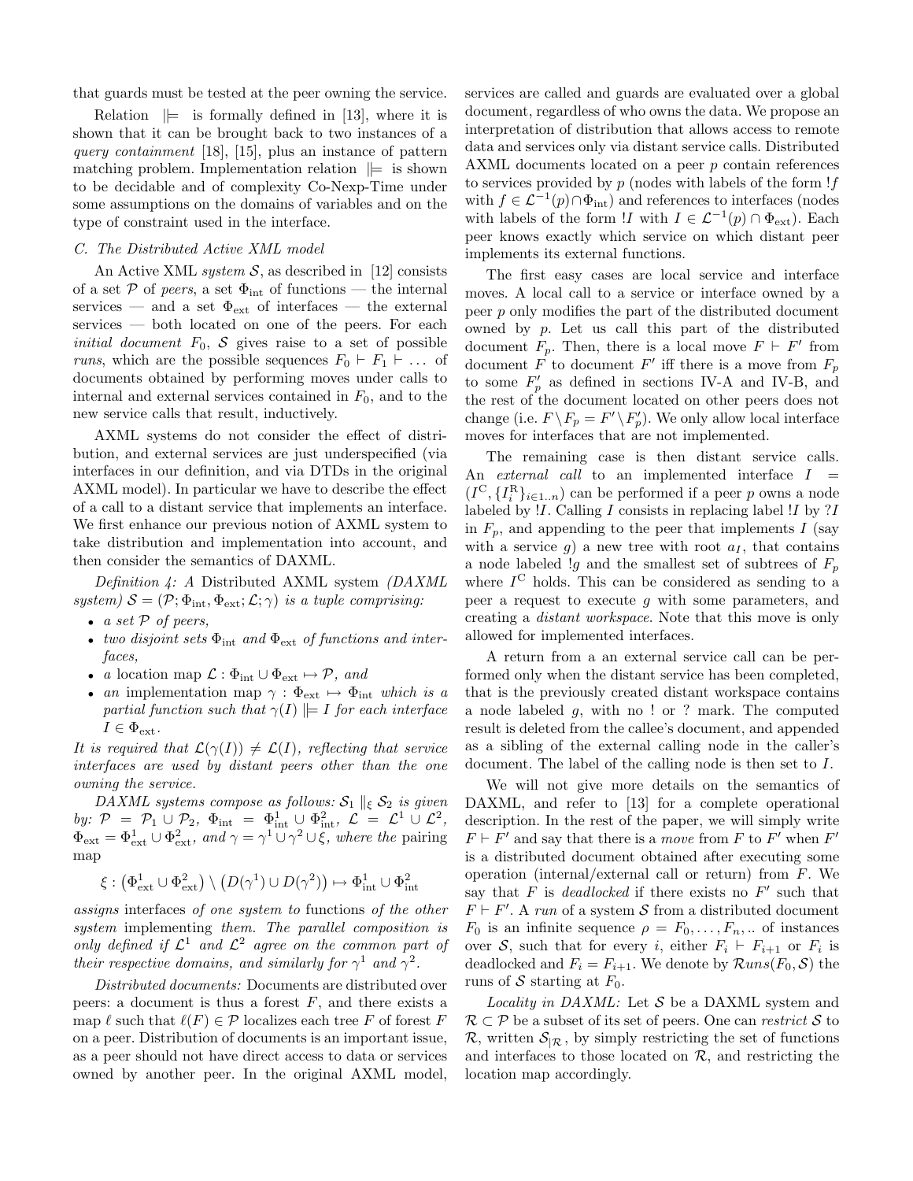that guards must be tested at the peer owning the service.

Relation $\Vdash$ is formally defined in [13], where it is shown that it can be brought back to two instances of a *query containment* [18], [15], plus an instance of pattern matching problem. Implementation relation $\Vdash$ is shown to be decidable and of complexity Co-Nexp-Time under some assumptions on the domains of variables and on the type of constraint used in the interface.

### C. The Distributed Active XML model

An Active XML *system* $\mathcal{S}$, as described in [12] consists of a set $\mathcal{P}$ of *peers*, a set $\Phi_{\text{int}}$ of functions — the internal services — and a set $\Phi_{\text{ext}}$ of interfaces — the external services — both located on one of the peers. For each *initial document* $F_0$, $\mathcal{S}$ gives raise to a set of possible *runs*, which are the possible sequences $F_0 \vdash F_1 \vdash \ldots$ of documents obtained by performing moves under calls to internal and external services contained in $F_0$, and to the new service calls that result, inductively.

AXML systems do not consider the effect of distribution, and external services are just underspecified (via interfaces in our definition, and via DTDs in the original AXML model). In particular we have to describe the effect of a call to a distant service that implements an interface. We first enhance our previous notion of AXML system to take distribution and implementation into account, and then consider the semantics of DAXML.

*Definition 4: A* Distributed AXML system *(DAXML system)* $\mathcal{S} = (\mathcal{P}; \Phi_{\text{int}}, \Phi_{\text{ext}}; \mathcal{L}; \gamma)$ *is a tuple comprising:*

- *a set* $\mathcal{P}$ *of peers,*
- *two disjoint sets* $\Phi_{\text{int}}$ *and* $\Phi_{\text{ext}}$ *of functions and interfaces,*
- *a* location map $\mathcal{L} : \Phi_{\text{int}} \cup \Phi_{\text{ext}} \mapsto \mathcal{P}$*, and*
- *an* implementation map $\gamma : \Phi_{\text{ext}} \mapsto \Phi_{\text{int}}$ *which is a partial function such that* $\gamma(I) \Vdash I$ *for each interface* $I \in \Phi_{\text{ext}}$*.*

*It is required that* $\mathcal{L}(\gamma(I)) \neq \mathcal{L}(I)$*, reflecting that service interfaces are used by distant peers other than the one owning the service.*

*DAXML systems compose as follows:* $\mathcal{S}_1 \parallel_\xi \mathcal{S}_2$ *is given by:* $\mathcal{P} = \mathcal{P}_1 \cup \mathcal{P}_2$, $\Phi_{\text{int}} = \Phi^1_{\text{int}} \cup \Phi^2_{\text{int}}$, $\mathcal{L} = \mathcal{L}^1 \cup \mathcal{L}^2$, $\Phi_{\text{ext}} = \Phi^1_{\text{ext}} \cup \Phi^2_{\text{ext}}$*, and* $\gamma = \gamma^1 \cup \gamma^2 \cup \xi$*, where the* pairing map

$$\xi : \left(\Phi^1_{\text{ext}} \cup \Phi^2_{\text{ext}}\right) \setminus \left(D(\gamma^1) \cup D(\gamma^2)\right) \mapsto \Phi^1_{\text{int}} \cup \Phi^2_{\text{int}}$$

*assigns* interfaces *of one system to* functions *of the other system* implementing *them. The parallel composition is only defined if* $\mathcal{L}^1$ *and* $\mathcal{L}^2$ *agree on the common part of their respective domains, and similarly for* $\gamma^1$ *and* $\gamma^2$*.*

*Distributed documents:* Documents are distributed over peers: a document is thus a forest $F$, and there exists a map $\ell$ such that $\ell(F) \in \mathcal{P}$ localizes each tree $F$ of forest $F$ on a peer. Distribution of documents is an important issue, as a peer should not have direct access to data or services owned by another peer. In the original AXML model, services are called and guards are evaluated over a global document, regardless of who owns the data. We propose an interpretation of distribution that allows access to remote data and services only via distant service calls. Distributed AXML documents located on a peer $p$ contain references to services provided by $p$ (nodes with labels of the form $!f$ with $f \in \mathcal{L}^{-1}(p) \cap \Phi_{\text{int}}$) and references to interfaces (nodes with labels of the form $!I$ with $I \in \mathcal{L}^{-1}(p) \cap \Phi_{\text{ext}}$). Each peer knows exactly which service on which distant peer implements its external functions.

The first easy cases are local service and interface moves. A local call to a service or interface owned by a peer $p$ only modifies the part of the distributed document owned by $p$. Let us call this part of the distributed document $F_p$. Then, there is a local move $F \vdash F'$ from document $F$ to document $F'$ iff there is a move from $F_p$ to some $F'_p$ as defined in sections IV-A and IV-B, and the rest of the document located on other peers does not change (i.e. $F \setminus F_p = F' \setminus F'_p$). We only allow local interface moves for interfaces that are not implemented.

The remaining case is then distant service calls. An *external call* to an implemented interface $I = (I^{\text{C}}, \{I^{\text{R}}_i\}_{i \in 1..n})$ can be performed if a peer $p$ owns a node labeled by $!I$. Calling $I$ consists in replacing label $!I$ by $?I$ in $F_p$, and appending to the peer that implements $I$ (say with a service $g$) a new tree with root $a_I$, that contains a node labeled $!g$ and the smallest set of subtrees of $F_p$ where $I^{\text{C}}$ holds. This can be considered as sending to a peer a request to execute $g$ with some parameters, and creating a *distant workspace*. Note that this move is only allowed for implemented interfaces.

A return from a an external service call can be performed only when the distant service has been completed, that is the previously created distant workspace contains a node labeled $g$, with no ! or ? mark. The computed result is deleted from the callee's document, and appended as a sibling of the external calling node in the caller's document. The label of the calling node is then set to $I$.

We will not give more details on the semantics of DAXML, and refer to [13] for a complete operational description. In the rest of the paper, we will simply write $F \vdash F'$ and say that there is a *move* from $F$ to $F'$ when $F'$ is a distributed document obtained after executing some operation (internal/external call or return) from $F$. We say that $F$ is *deadlocked* if there exists no $F'$ such that $F \vdash F'$. A *run* of a system $\mathcal{S}$ from a distributed document $F_0$ is an infinite sequence $\rho = F_0, \ldots, F_n, ..$ of instances over $\mathcal{S}$, such that for every $i$, either $F_i \vdash F_{i+1}$ or $F_i$ is deadlocked and $F_i = F_{i+1}$. We denote by $\mathcal{R}uns(F_0, \mathcal{S})$ the runs of $\mathcal{S}$ starting at $F_0$.

*Locality in DAXML:* Let $\mathcal{S}$ be a DAXML system and $\mathcal{R} \subset \mathcal{P}$ be a subset of its set of peers. One can *restrict* $\mathcal{S}$ to $\mathcal{R}$, written $\mathcal{S}_{|\mathcal{R}}$, by simply restricting the set of functions and interfaces to those located on $\mathcal{R}$, and restricting the location map accordingly.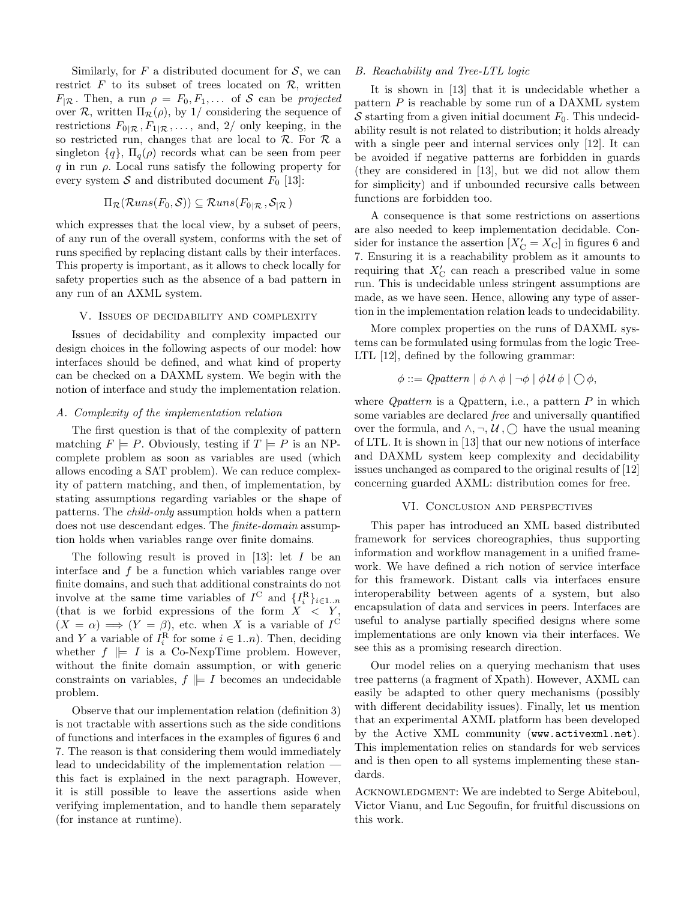Similarly, for $F$ a distributed document for $\mathcal{S}$, we can restrict $F$ to its subset of trees located on $\mathcal{R}$, written $F_{|\mathcal{R}}$. Then, a run $\rho = F_0, F_1, \ldots$ of $\mathcal{S}$ can be *projected* over $\mathcal{R}$, written $\Pi_{\mathcal{R}}(\rho)$, by 1/ considering the sequence of restrictions $F_{0|\mathcal{R}}, F_{1|\mathcal{R}}, \ldots$, and, 2/ only keeping, in the so restricted run, changes that are local to $\mathcal{R}$. For $\mathcal{R}$ a singleton $\{q\}$, $\Pi_q(\rho)$ records what can be seen from peer $q$ in run $\rho$. Local runs satisfy the following property for every system $\mathcal{S}$ and distributed document $F_0$ [13]:

$$\Pi_{\mathcal{R}}(\mathcal{R}uns(F_0, \mathcal{S})) \subseteq \mathcal{R}uns(F_{0|\mathcal{R}}, \mathcal{S}_{|\mathcal{R}})$$

which expresses that the local view, by a subset of peers, of any run of the overall system, conforms with the set of runs specified by replacing distant calls by their interfaces. This property is important, as it allows to check locally for safety properties such as the absence of a bad pattern in any run of an AXML system.

## V. Issues of decidability and complexity

Issues of decidability and complexity impacted our design choices in the following aspects of our model: how interfaces should be defined, and what kind of property can be checked on a DAXML system. We begin with the notion of interface and study the implementation relation.

### A. Complexity of the implementation relation

The first question is that of the complexity of pattern matching $F \models P$. Obviously, testing if $T \models P$ is an NP-complete problem as soon as variables are used (which allows encoding a SAT problem). We can reduce complexity of pattern matching, and then, of implementation, by stating assumptions regarding variables or the shape of patterns. The *child-only* assumption holds when a pattern does not use descendant edges. The *finite-domain* assumption holds when variables range over finite domains.

The following result is proved in [13]: let $I$ be an interface and $f$ be a function which variables range over finite domains, and such that additional constraints do not involve at the same time variables of $I^{\mathrm{C}}$ and $\{I_i^{\mathrm{R}}\}_{i \in 1..n}$ (that is we forbid expressions of the form $X < Y$, $(X = \alpha) \implies (Y = \beta)$, etc. when $X$ is a variable of $I^{\mathrm{C}}$ and $Y$ a variable of $I_i^{\mathrm{R}}$ for some $i \in 1..n$). Then, deciding whether $f \mid\models I$ is a Co-NexpTime problem. However, without the finite domain assumption, or with generic constraints on variables, $f \mid\models I$ becomes an undecidable problem.

Observe that our implementation relation (definition 3) is not tractable with assertions such as the side conditions of functions and interfaces in the examples of figures 6 and 7. The reason is that considering them would immediately lead to undecidability of the implementation relation — this fact is explained in the next paragraph. However, it is still possible to leave the assertions aside when verifying implementation, and to handle them separately (for instance at runtime).

### B. Reachability and Tree-LTL logic

It is shown in [13] that it is undecidable whether a pattern $P$ is reachable by some run of a DAXML system $\mathcal{S}$ starting from a given initial document $F_0$. This undecidability result is not related to distribution; it holds already with a single peer and internal services only [12]. It can be avoided if negative patterns are forbidden in guards (they are considered in [13], but we did not allow them for simplicity) and if unbounded recursive calls between functions are forbidden too.

A consequence is that some restrictions on assertions are also needed to keep implementation decidable. Consider for instance the assertion $[X'_{\mathrm{C}} = X_{\mathrm{C}}]$ in figures 6 and 7. Ensuring it is a reachability problem as it amounts to requiring that $X'_{\mathrm{C}}$ can reach a prescribed value in some run. This is undecidable unless stringent assumptions are made, as we have seen. Hence, allowing any type of assertion in the implementation relation leads to undecidability.

More complex properties on the runs of DAXML systems can be formulated using formulas from the logic Tree-LTL [12], defined by the following grammar:

$$\phi ::= \mathit{Qpattern} \mid \phi \wedge \phi \mid \neg\phi \mid \phi\, \mathcal{U}\, \phi \mid \bigcirc \phi,$$

where *Qpattern* is a Qpattern, i.e., a pattern $P$ in which some variables are declared *free* and universally quantified over the formula, and $\wedge, \neg, \mathcal{U}, \bigcirc$ have the usual meaning of LTL. It is shown in [13] that our new notions of interface and DAXML system keep complexity and decidability issues unchanged as compared to the original results of [12] concerning guarded AXML: distribution comes for free.

## VI. Conclusion and perspectives

This paper has introduced an XML based distributed framework for services choreographies, thus supporting information and workflow management in a unified framework. We have defined a rich notion of service interface for this framework. Distant calls via interfaces ensure interoperability between agents of a system, but also encapsulation of data and services in peers. Interfaces are useful to analyse partially specified designs where some implementations are only known via their interfaces. We see this as a promising research direction.

Our model relies on a querying mechanism that uses tree patterns (a fragment of Xpath). However, AXML can easily be adapted to other query mechanisms (possibly with different decidability issues). Finally, let us mention that an experimental AXML platform has been developed by the Active XML community (`www.activexml.net`). This implementation relies on standards for web services and is then open to all systems implementing these standards.

Acknowledgment: We are indebted to Serge Abiteboul, Victor Vianu, and Luc Segoufin, for fruitful discussions on this work.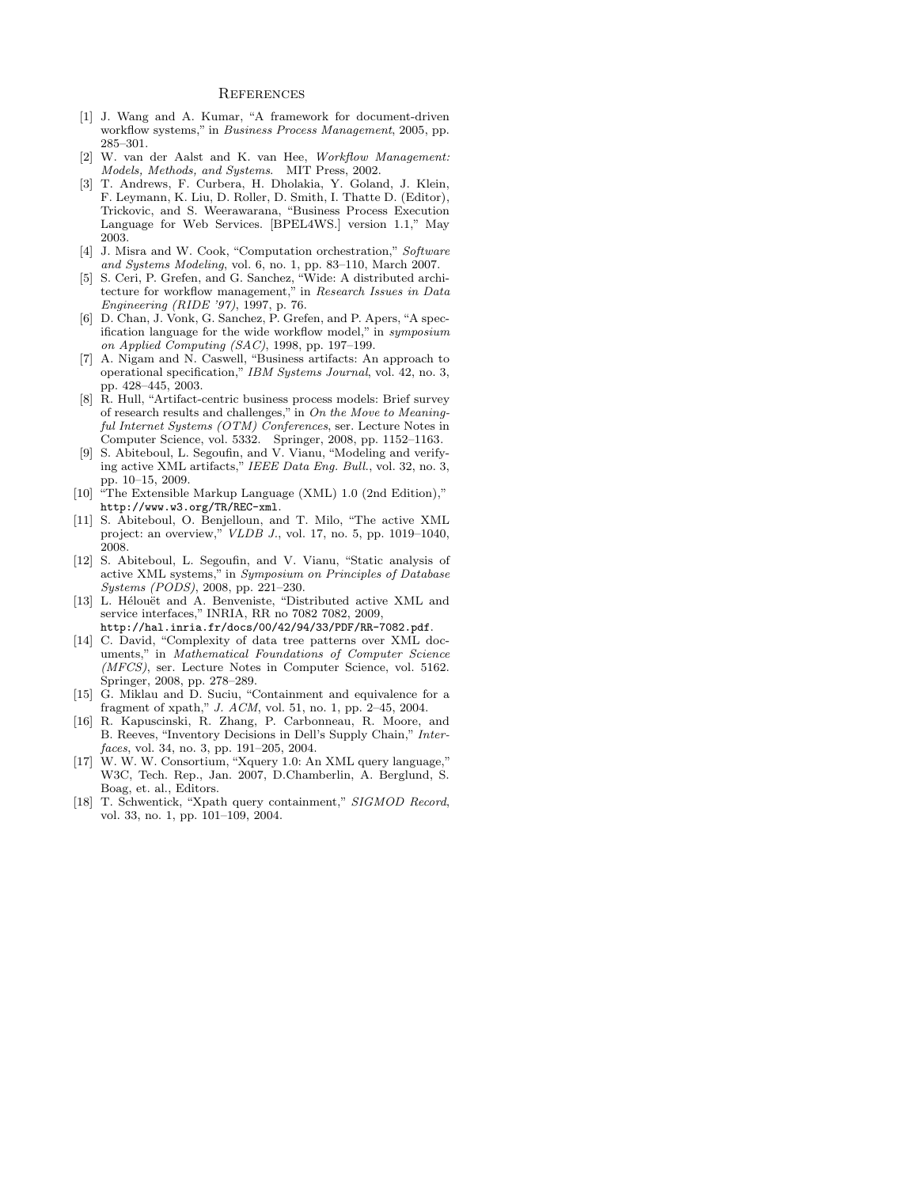## References

[1] J. Wang and A. Kumar, "A framework for document-driven workflow systems," in *Business Process Management*, 2005, pp. 285–301.

[2] W. van der Aalst and K. van Hee, *Workflow Management: Models, Methods, and Systems*. MIT Press, 2002.

[3] T. Andrews, F. Curbera, H. Dholakia, Y. Goland, J. Klein, F. Leymann, K. Liu, D. Roller, D. Smith, I. Thatte D. (Editor), Trickovic, and S. Weerawarana, "Business Process Execution Language for Web Services. [BPEL4WS.] version 1.1," May 2003.

[4] J. Misra and W. Cook, "Computation orchestration," *Software and Systems Modeling*, vol. 6, no. 1, pp. 83–110, March 2007.

[5] S. Ceri, P. Grefen, and G. Sanchez, "Wide: A distributed architecture for workflow management," in *Research Issues in Data Engineering (RIDE '97)*, 1997, p. 76.

[6] D. Chan, J. Vonk, G. Sanchez, P. Grefen, and P. Apers, "A specification language for the wide workflow model," in *symposium on Applied Computing (SAC)*, 1998, pp. 197–199.

[7] A. Nigam and N. Caswell, "Business artifacts: An approach to operational specification," *IBM Systems Journal*, vol. 42, no. 3, pp. 428–445, 2003.

[8] R. Hull, "Artifact-centric business process models: Brief survey of research results and challenges," in *On the Move to Meaningful Internet Systems (OTM) Conferences*, ser. Lecture Notes in Computer Science, vol. 5332. Springer, 2008, pp. 1152–1163.

[9] S. Abiteboul, L. Segoufin, and V. Vianu, "Modeling and verifying active XML artifacts," *IEEE Data Eng. Bull.*, vol. 32, no. 3, pp. 10–15, 2009.

[10] "The Extensible Markup Language (XML) 1.0 (2nd Edition)," `http://www.w3.org/TR/REC-xml`.

[11] S. Abiteboul, O. Benjelloun, and T. Milo, "The active XML project: an overview," *VLDB J.*, vol. 17, no. 5, pp. 1019–1040, 2008.

[12] S. Abiteboul, L. Segoufin, and V. Vianu, "Static analysis of active XML systems," in *Symposium on Principles of Database Systems (PODS)*, 2008, pp. 221–230.

[13] L. Hélouët and A. Benveniste, "Distributed active XML and service interfaces," INRIA, RR no 7082 7082, 2009, `http://hal.inria.fr/docs/00/42/94/33/PDF/RR-7082.pdf`.

[14] C. David, "Complexity of data tree patterns over XML documents," in *Mathematical Foundations of Computer Science (MFCS)*, ser. Lecture Notes in Computer Science, vol. 5162. Springer, 2008, pp. 278–289.

[15] G. Miklau and D. Suciu, "Containment and equivalence for a fragment of xpath," *J. ACM*, vol. 51, no. 1, pp. 2–45, 2004.

[16] R. Kapuscinski, R. Zhang, P. Carbonneau, R. Moore, and B. Reeves, "Inventory Decisions in Dell's Supply Chain," *Interfaces*, vol. 34, no. 3, pp. 191–205, 2004.

[17] W. W. W. Consortium, "Xquery 1.0: An XML query language," W3C, Tech. Rep., Jan. 2007, D.Chamberlin, A. Berglund, S. Boag, et. al., Editors.

[18] T. Schwentick, "Xpath query containment," *SIGMOD Record*, vol. 33, no. 1, pp. 101–109, 2004.